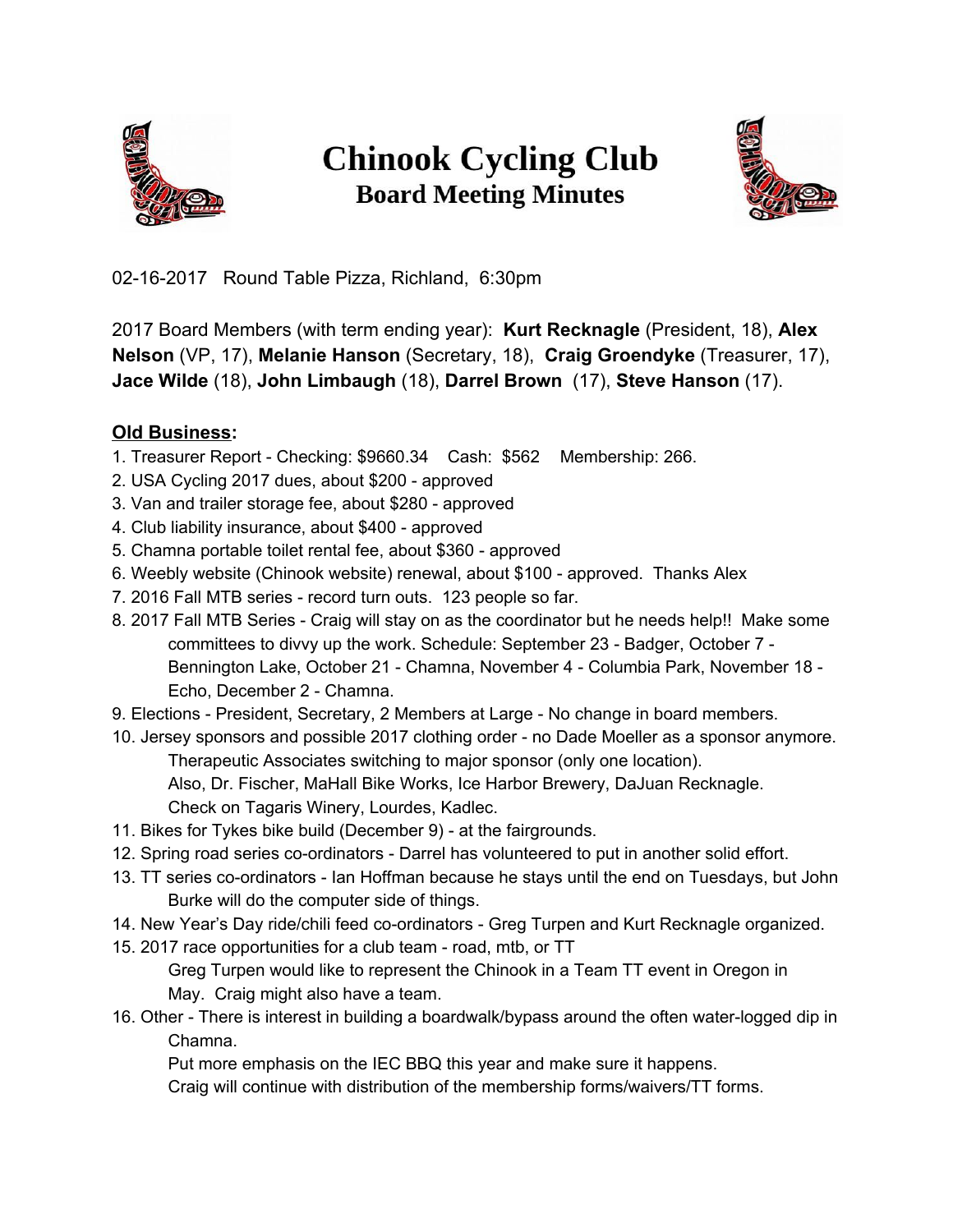# Chinook Cycling Club

## Board Meeting Minutes

02-16-2017 Round Table Pizza, Richland, 6:30pm

2017 Board Members (with term ending year): **Kurt Recknagle** (President, 18), **Alex Nelson** (VP, 17), **Melanie Hanson** (Secretary, 18), **Craig Groendyke** (Treasurer, 17), **Jace Wilde** (18), **John Limbaugh** (18), **Darrel Brown** (17), **Steve Hanson** (17).

**Old Business:**

1. Treasurer Report - Checking: $9660.34 Cash: $562 Membership: 266.
2. USA Cycling 2017 dues, about $200 - approved
3. Van and trailer storage fee, about $280 - approved
4. Club liability insurance, about $400 - approved
5. Chamna portable toilet rental fee, about $360 - approved
6. Weebly website (Chinook website) renewal, about $100 - approved. Thanks Alex
7. 2016 Fall MTB series - record turn outs. 123 people so far.
8. 2017 Fall MTB Series - Craig will stay on as the coordinator but he needs help!! Make some committees to divvy up the work. Schedule: September 23 - Badger, October 7 - Bennington Lake, October 21 - Chamna, November 4 - Columbia Park, November 18 - Echo, December 2 - Chamna.
9. Elections - President, Secretary, 2 Members at Large - No change in board members.
10. Jersey sponsors and possible 2017 clothing order - no Dade Moeller as a sponsor anymore. Therapeutic Associates switching to major sponsor (only one location). Also, Dr. Fischer, MaHall Bike Works, Ice Harbor Brewery, DaJuan Recknagle. Check on Tagaris Winery, Lourdes, Kadlec.
11. Bikes for Tykes bike build (December 9) - at the fairgrounds.
12. Spring road series co-ordinators - Darrel has volunteered to put in another solid effort.
13. TT series co-ordinators - Ian Hoffman because he stays until the end on Tuesdays, but John Burke will do the computer side of things.
14. New Year's Day ride/chili feed co-ordinators - Greg Turpen and Kurt Recknagle organized.
15. 2017 race opportunities for a club team - road, mtb, or TT
    Greg Turpen would like to represent the Chinook in a Team TT event in Oregon in May. Craig might also have a team.
16. Other - There is interest in building a boardwalk/bypass around the often water-logged dip in Chamna.
    Put more emphasis on the IEC BBQ this year and make sure it happens.
    Craig will continue with distribution of the membership forms/waivers/TT forms.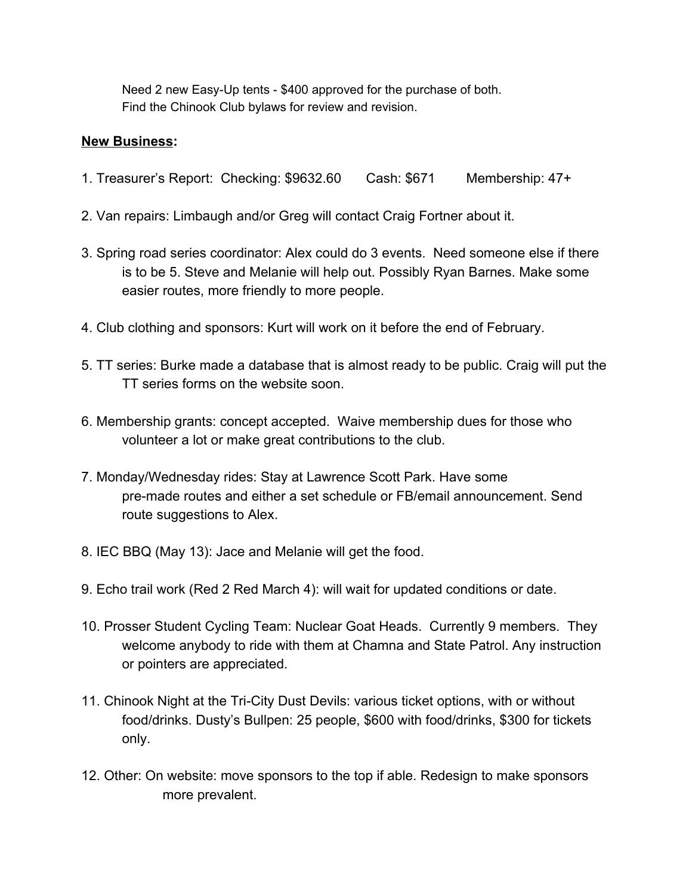Need 2 new Easy-Up tents - $400 approved for the purchase of both.
Find the Chinook Club bylaws for review and revision.

**New Business:**

1. Treasurer's Report: Checking: $9632.60 Cash: $671 Membership: 47+

2. Van repairs: Limbaugh and/or Greg will contact Craig Fortner about it.

3. Spring road series coordinator: Alex could do 3 events. Need someone else if there is to be 5. Steve and Melanie will help out. Possibly Ryan Barnes. Make some easier routes, more friendly to more people.

4. Club clothing and sponsors: Kurt will work on it before the end of February.

5. TT series: Burke made a database that is almost ready to be public. Craig will put the TT series forms on the website soon.

6. Membership grants: concept accepted. Waive membership dues for those who volunteer a lot or make great contributions to the club.

7. Monday/Wednesday rides: Stay at Lawrence Scott Park. Have some pre-made routes and either a set schedule or FB/email announcement. Send route suggestions to Alex.

8. IEC BBQ (May 13): Jace and Melanie will get the food.

9. Echo trail work (Red 2 Red March 4): will wait for updated conditions or date.

10. Prosser Student Cycling Team: Nuclear Goat Heads. Currently 9 members. They welcome anybody to ride with them at Chamna and State Patrol. Any instruction or pointers are appreciated.

11. Chinook Night at the Tri-City Dust Devils: various ticket options, with or without food/drinks. Dusty's Bullpen: 25 people, $600 with food/drinks, $300 for tickets only.

12. Other: On website: move sponsors to the top if able. Redesign to make sponsors more prevalent.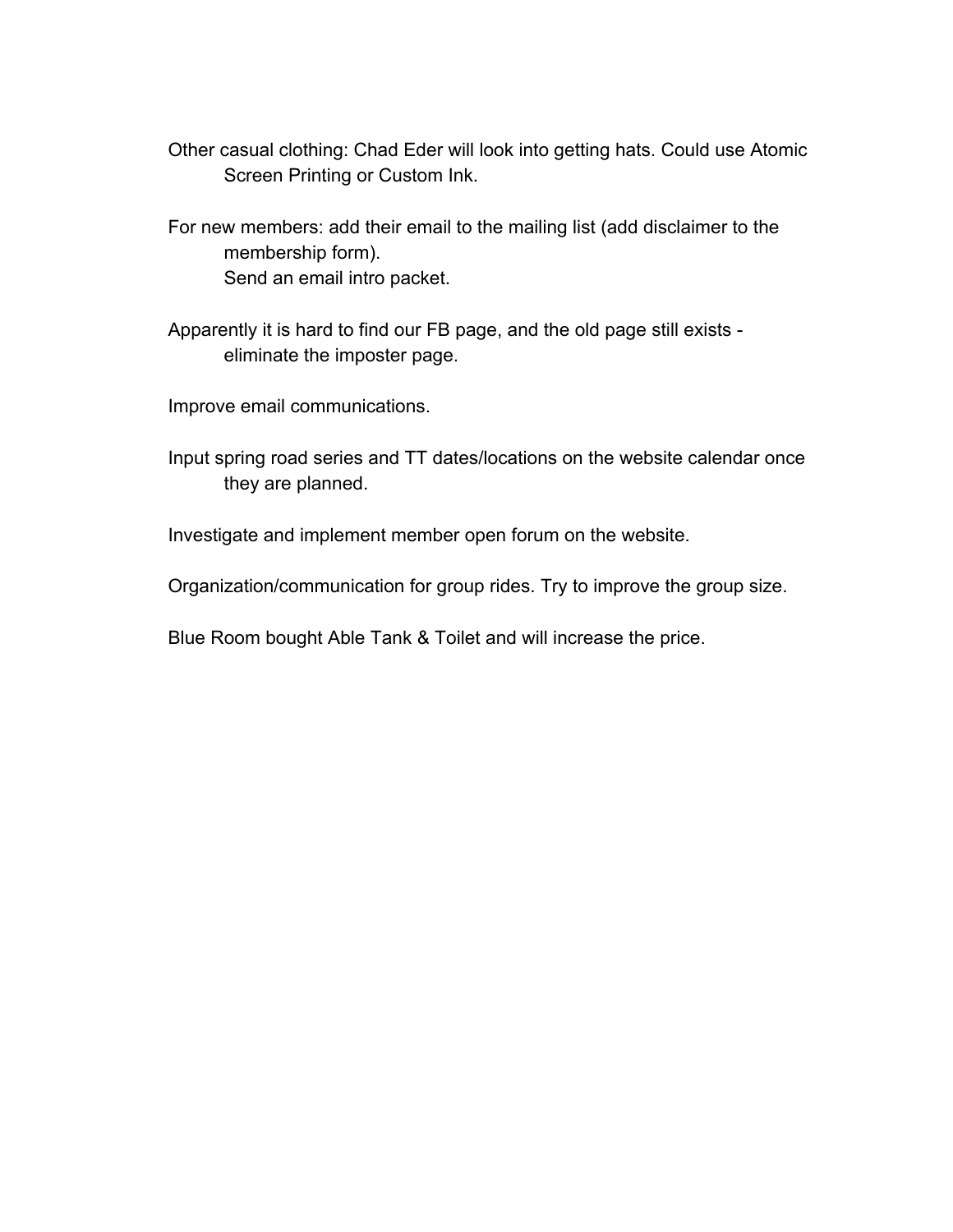Other casual clothing: Chad Eder will look into getting hats. Could use Atomic Screen Printing or Custom Ink.

For new members: add their email to the mailing list (add disclaimer to the membership form).
Send an email intro packet.

Apparently it is hard to find our FB page, and the old page still exists - eliminate the imposter page.

Improve email communications.

Input spring road series and TT dates/locations on the website calendar once they are planned.

Investigate and implement member open forum on the website.

Organization/communication for group rides. Try to improve the group size.

Blue Room bought Able Tank & Toilet and will increase the price.